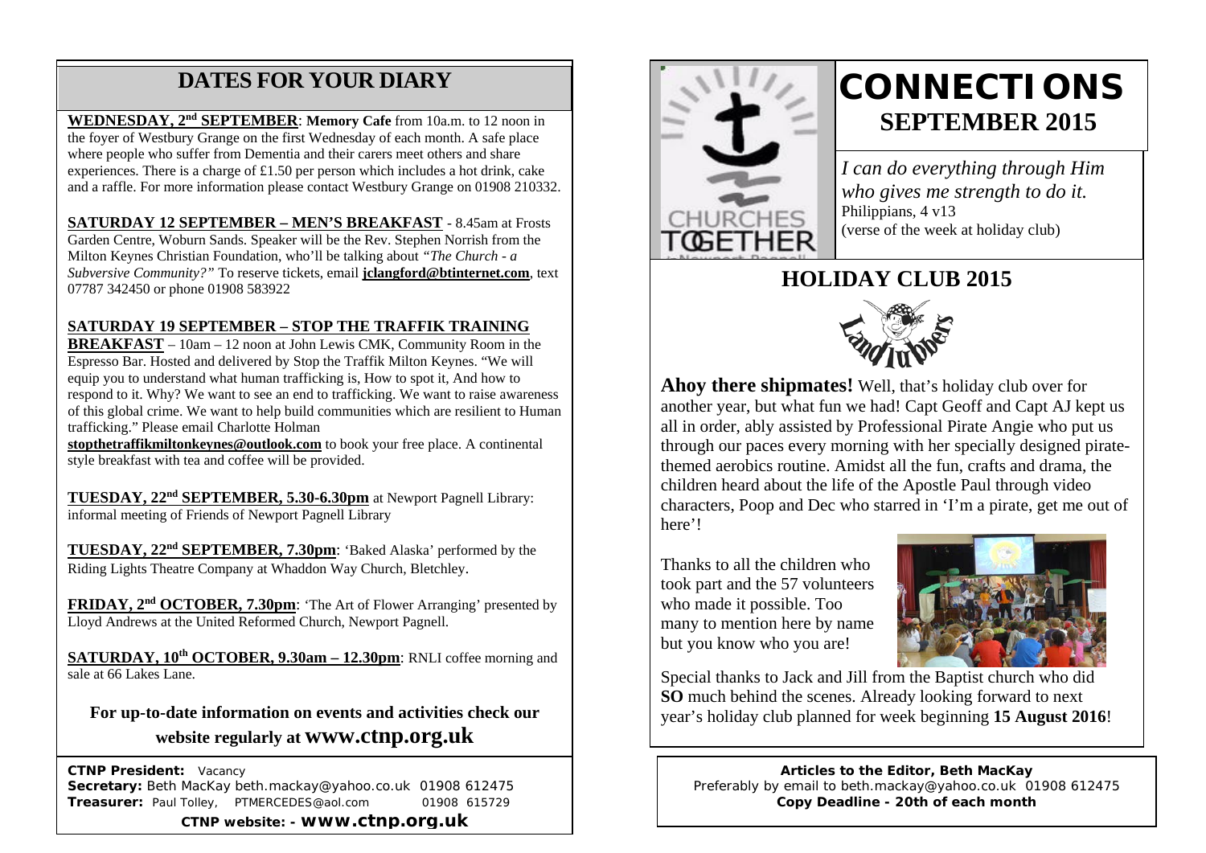# DATES FOR YOUR DIARY

**WEDNESDAY, 2nd SEPTEMBER**: **Memory Cafe** from 10a.m. to 12 noon in the foyer of Westbury Grange on the first Wednesday of each month. A safe place where people who suffer from Dementia and their carers meet others and share experiences. There is a charge of £1.50 per person which includes a hot drink, cake and a raffle. For more information please contact Westbury Grange on 01908 210332.

**SATURDAY 12 SEPTEMBER – MEN'S BREAKFAST** - 8.45am at Frosts Garden Centre, Woburn Sands. Speaker will be the Rev. Stephen Norrish from the Milton Keynes Christian Foundation, who'll be talking about *"The Church - a Subversive Community?"* To reserve tickets, email **jclangford@btinternet.com**, text 07787 342450 or phone 01908 583922

**SATURDAY 19 SEPTEMBER – STOP THE TRAFFIK TRAINING BREAKFAST** – 10am – 12 noon at John Lewis CMK, Community Room in the Espresso Bar. Hosted and delivered by Stop the Traffik Milton Keynes. "We will equip you to understand what human trafficking is, How to spot it, And how to respond to it. Why? We want to see an end to trafficking. We want to raise awareness of this global crime. We want to help build communities which are resilient to Human trafficking." Please email Charlotte Holman **stopthetraffikmiltonkeynes@outlook.com** to book your free place. A continental style breakfast with tea and coffee will be provided.

**TUESDAY, 22nd SEPTEMBER, 5.30-6.30pm** at Newport Pagnell Library: informal meeting of Friends of Newport Pagnell Library

**TUESDAY, 22nd SEPTEMBER, 7.30pm**: 'Baked Alaska' performed by the Riding Lights Theatre Company at Whaddon Way Church, Bletchley.

**FRIDAY, 2nd OCTOBER, 7.30pm**: 'The Art of Flower Arranging' presented by Lloyd Andrews at the United Reformed Church, Newport Pagnell.

**SATURDAY, 10th OCTOBER, 9.30am – 12.30pm**: RNLI coffee morning and sale at 66 Lakes Lane.

**For up-to-date information on events and activities check our website regularly at www.ctnp.org.uk**

**CTNP President:** Vacancy
**Secretary:** Beth MacKay beth.mackay@yahoo.co.uk 01908 612475
**Treasurer:** Paul Tolley, PTMERCEDES@aol.com 01908 615729
**CTNP website: - www.ctnp.org.uk**

# CONNECTIONS
## SEPTEMBER 2015

*I can do everything through Him who gives me strength to do it.*
Philippians, 4 v13
(verse of the week at holiday club)

## HOLIDAY CLUB 2015

**Ahoy there shipmates!** Well, that's holiday club over for another year, but what fun we had! Capt Geoff and Capt AJ kept us all in order, ably assisted by Professional Pirate Angie who put us through our paces every morning with her specially designed pirate-themed aerobics routine. Amidst all the fun, crafts and drama, the children heard about the life of the Apostle Paul through video characters, Poop and Dec who starred in 'I'm a pirate, get me out of here'!

Thanks to all the children who took part and the 57 volunteers who made it possible. Too many to mention here by name but you know who you are!

Special thanks to Jack and Jill from the Baptist church who did **SO** much behind the scenes. Already looking forward to next year's holiday club planned for week beginning **15 August 2016**!

**Articles to the Editor, Beth MacKay**
Preferably by email to beth.mackay@yahoo.co.uk 01908 612475
**Copy Deadline - 20th of each month**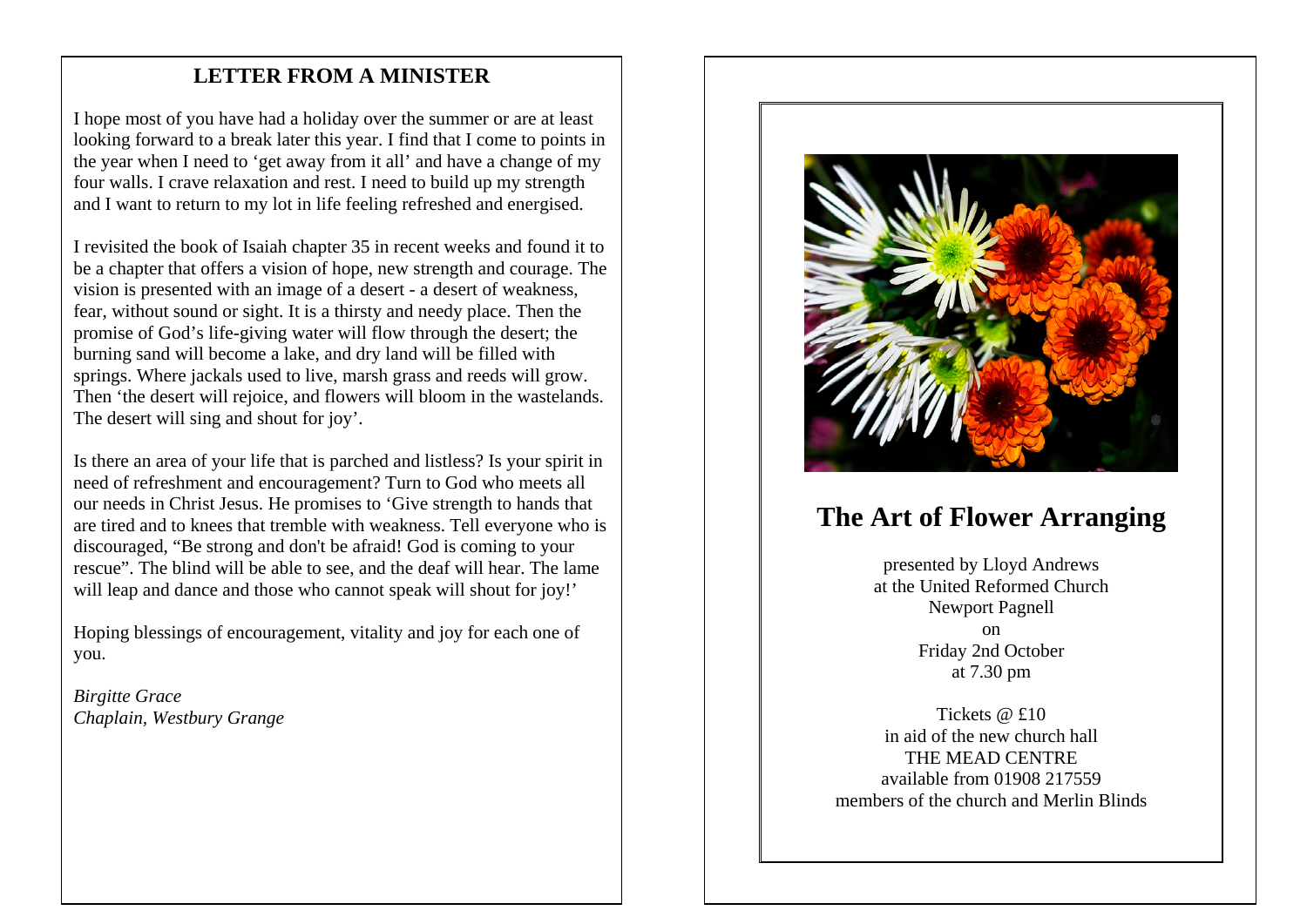## LETTER FROM A MINISTER

I hope most of you have had a holiday over the summer or are at least looking forward to a break later this year. I find that I come to points in the year when I need to ‘get away from it all’ and have a change of my four walls. I crave relaxation and rest. I need to build up my strength and I want to return to my lot in life feeling refreshed and energised.

I revisited the book of Isaiah chapter 35 in recent weeks and found it to be a chapter that offers a vision of hope, new strength and courage. The vision is presented with an image of a desert - a desert of weakness, fear, without sound or sight. It is a thirsty and needy place. Then the promise of God’s life-giving water will flow through the desert; the burning sand will become a lake, and dry land will be filled with springs. Where jackals used to live, marsh grass and reeds will grow. Then ‘the desert will rejoice, and flowers will bloom in the wastelands. The desert will sing and shout for joy’.

Is there an area of your life that is parched and listless? Is your spirit in need of refreshment and encouragement? Turn to God who meets all our needs in Christ Jesus. He promises to ‘Give strength to hands that are tired and to knees that tremble with weakness. Tell everyone who is discouraged, “Be strong and don't be afraid! God is coming to your rescue”. The blind will be able to see, and the deaf will hear. The lame will leap and dance and those who cannot speak will shout for joy!’

Hoping blessings of encouragement, vitality and joy for each one of you.

*Birgitte Grace*
*Chaplain, Westbury Grange*

## The Art of Flower Arranging

presented by Lloyd Andrews
at the United Reformed Church
Newport Pagnell
on
Friday 2nd October
at 7.30 pm

Tickets @ £10
in aid of the new church hall
THE MEAD CENTRE
available from 01908 217559
members of the church and Merlin Blinds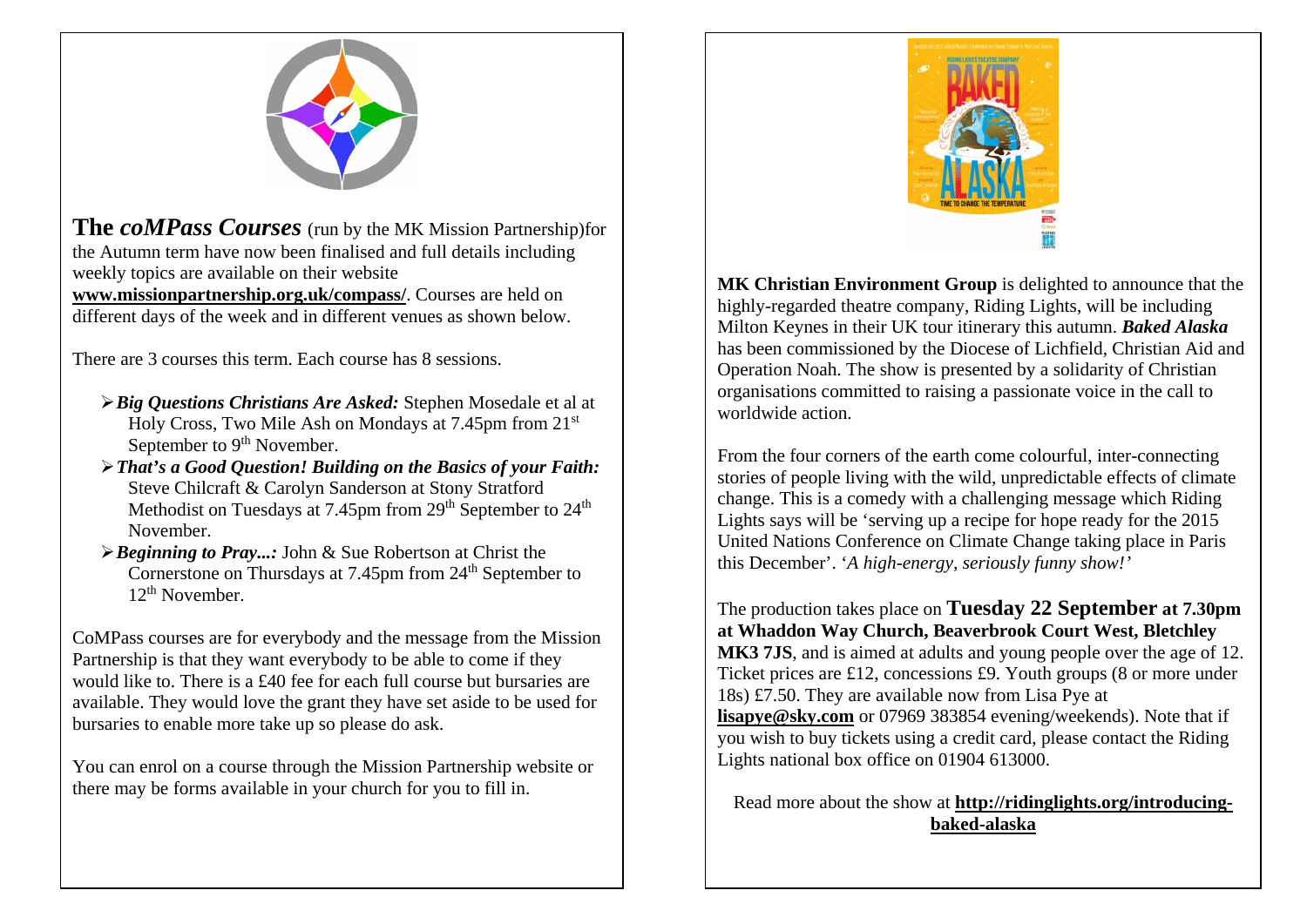**The *coMPass Courses*** (run by the MK Mission Partnership)for the Autumn term have now been finalised and full details including weekly topics are available on their website **www.missionpartnership.org.uk/compass/**. Courses are held on different days of the week and in different venues as shown below.

There are 3 courses this term. Each course has 8 sessions.

- ***Big Questions Christians Are Asked:*** Stephen Mosedale et al at Holy Cross, Two Mile Ash on Mondays at 7.45pm from 21st September to 9th November.
- ***That's a Good Question! Building on the Basics of your Faith:*** Steve Chilcraft & Carolyn Sanderson at Stony Stratford Methodist on Tuesdays at 7.45pm from 29th September to 24th November.
- ***Beginning to Pray...:*** John & Sue Robertson at Christ the Cornerstone on Thursdays at 7.45pm from 24th September to 12th November.

CoMPass courses are for everybody and the message from the Mission Partnership is that they want everybody to be able to come if they would like to. There is a £40 fee for each full course but bursaries are available. They would love the grant they have set aside to be used for bursaries to enable more take up so please do ask.

You can enrol on a course through the Mission Partnership website or there may be forms available in your church for you to fill in.

**MK Christian Environment Group** is delighted to announce that the highly-regarded theatre company, Riding Lights, will be including Milton Keynes in their UK tour itinerary this autumn. ***Baked Alaska*** has been commissioned by the Diocese of Lichfield, Christian Aid and Operation Noah. The show is presented by a solidarity of Christian organisations committed to raising a passionate voice in the call to worldwide action.

From the four corners of the earth come colourful, inter-connecting stories of people living with the wild, unpredictable effects of climate change. This is a comedy with a challenging message which Riding Lights says will be 'serving up a recipe for hope ready for the 2015 United Nations Conference on Climate Change taking place in Paris this December'. '*A high-energy, seriously funny show!*'

The production takes place on **Tuesday 22 September at 7.30pm at Whaddon Way Church, Beaverbrook Court West, Bletchley MK3 7JS**, and is aimed at adults and young people over the age of 12. Ticket prices are £12, concessions £9. Youth groups (8 or more under 18s) £7.50. They are available now from Lisa Pye at **lisapye@sky.com** or 07969 383854 evening/weekends). Note that if you wish to buy tickets using a credit card, please contact the Riding Lights national box office on 01904 613000.

Read more about the show at **http://ridinglights.org/introducing-baked-alaska**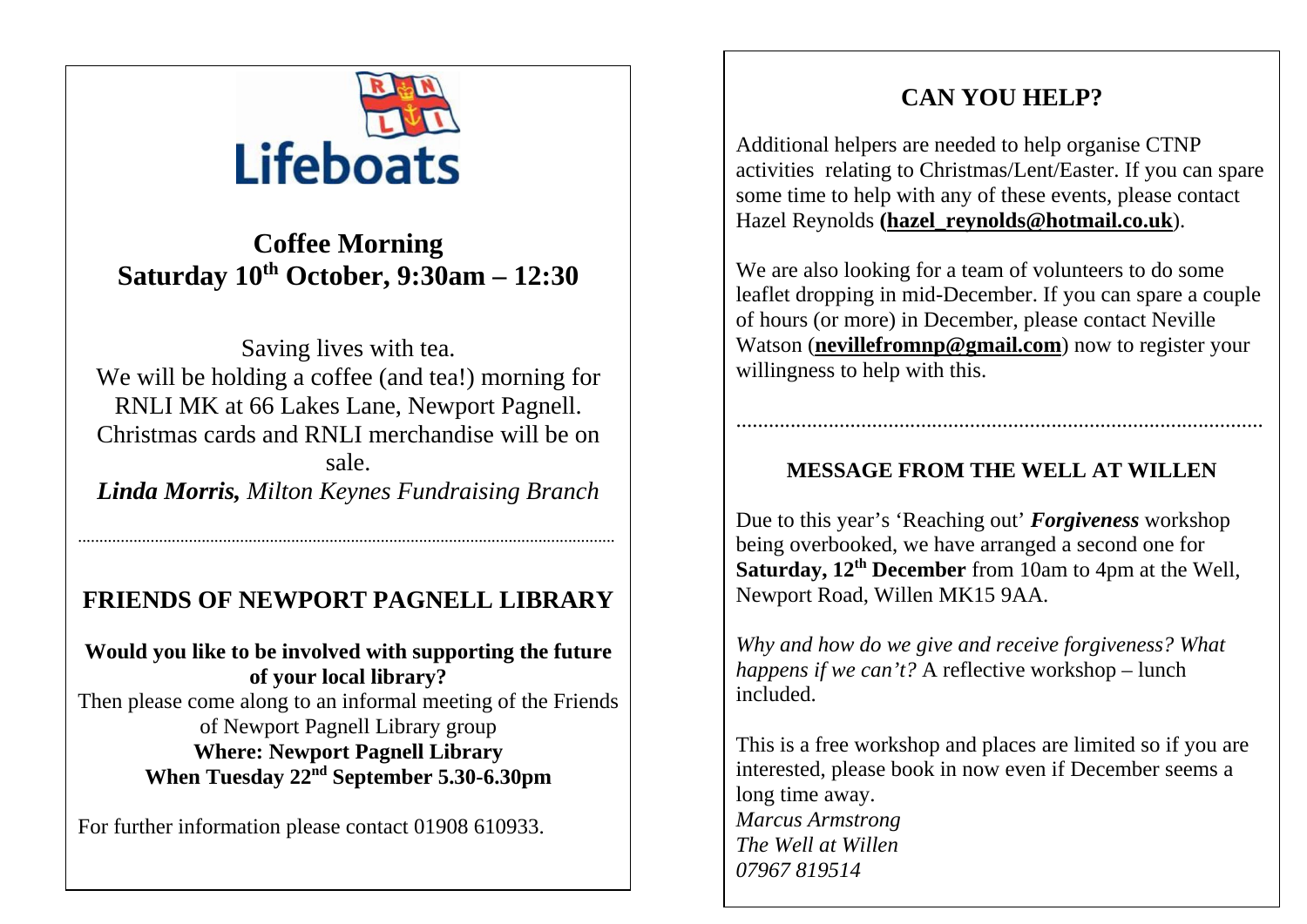Lifeboats

## Coffee Morning
## Saturday 10th October, 9:30am – 12:30

Saving lives with tea.
We will be holding a coffee (and tea!) morning for RNLI MK at 66 Lakes Lane, Newport Pagnell. Christmas cards and RNLI merchandise will be on sale.
***Linda Morris,*** *Milton Keynes Fundraising Branch*

---

## FRIENDS OF NEWPORT PAGNELL LIBRARY

**Would you like to be involved with supporting the future of your local library?**
Then please come along to an informal meeting of the Friends of Newport Pagnell Library group
**Where: Newport Pagnell Library**
**When Tuesday 22nd September 5.30-6.30pm**

For further information please contact 01908 610933.

## CAN YOU HELP?

Additional helpers are needed to help organise CTNP activities relating to Christmas/Lent/Easter. If you can spare some time to help with any of these events, please contact Hazel Reynolds **(hazel_reynolds@hotmail.co.uk**).

We are also looking for a team of volunteers to do some leaflet dropping in mid-December. If you can spare a couple of hours (or more) in December, please contact Neville Watson (**nevillefromnp@gmail.com**) now to register your willingness to help with this.

---

### MESSAGE FROM THE WELL AT WILLEN

Due to this year's 'Reaching out' ***Forgiveness*** workshop being overbooked, we have arranged a second one for **Saturday, 12th December** from 10am to 4pm at the Well, Newport Road, Willen MK15 9AA.

*Why and how do we give and receive forgiveness? What happens if we can't?* A reflective workshop – lunch included.

This is a free workshop and places are limited so if you are interested, please book in now even if December seems a long time away.
*Marcus Armstrong*
*The Well at Willen*
*07967 819514*